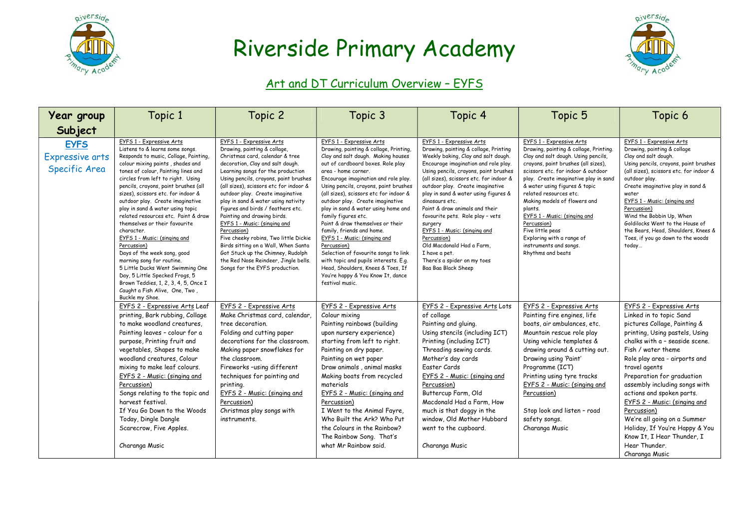# Riverside Primary Academy

## Art and DT Curriculum Overview – EYFS

| Year group Subject | Topic 1 | Topic 2 | Topic 3 | Topic 4 | Topic 5 | Topic 6 |
|---|---|---|---|---|---|---|
| **EYFS** Expressive arts Specific Area | EYFS 1 - Expressive Arts<br>Listens to & learns some songs. Responds to music, Collage, Painting, colour mixing paints , shades and tones of colour, Painting lines and circles from left to right. Using pencils, crayons, paint brushes (all sizes), scissors etc. for indoor & outdoor play. Create imaginative play in sand & water using topic related resources etc. Paint & draw themselves or their favourite character.<br>EYFS 1 - Music: (singing and Percussion)<br>Days of the week song, good morning song for routine.<br>5 Little Ducks Went Swimming One Day, 5 Little Specked Frogs, 5 Brown Teddies, 1, 2, 3, 4, 5, Once I Caught a Fish Alive, One, Two , Buckle my Shoe. | EYFS 1 - Expressive Arts<br>Drawing, painting & collage, Christmas card, calendar & tree decoration, Clay and salt dough. Learning songs for the production Using pencils, crayons, paint brushes (all sizes), scissors etc for indoor & outdoor play. Create imaginative play in sand & water using nativity figures and birds / feathers etc. Painting and drawing birds.<br>EYFS 1 - Music: (singing and Percussion)<br>Five cheeky robins, Two little Dickie Birds sitting on a Wall, When Santa Got Stuck up the Chimney, Rudolph the Red Nose Reindeer, Jingle bells. Songs for the EYFS production. | EYFS 1 - Expressive Arts<br>Drawing, painting & collage, Printing, Clay and salt dough. Making houses out of cardboard boxes. Role play area - home corner.<br>Encourage imagination and role play. Using pencils, crayons, paint brushes (all sizes), scissors etc. for indoor & outdoor play. Create imaginative play in sand & water using home and family figures etc.<br>Paint & draw themselves or their family, friends and home.<br>EYFS 1 - Music: (singing and Percussion)<br>Selection of favourite songs to link with topic and pupils interests. E.g. Head, Shoulders, Knees & Toes, If You're happy & You Know It, dance festival music. | EYFS 1 - Expressive Arts<br>Drawing, painting & collage, Printing Weekly baking, Clay and salt dough. Encourage imagination and role play. Using pencils, crayons, paint brushes (all sizes), scissors etc. for indoor & outdoor play. Create imaginative play in sand & water using figures & dinosaurs etc.<br>Paint & draw animals and their favourite pets. Role play – vets surgery<br>EYFS 1 - Music: (singing and Percussion)<br>Old Macdonald Had a Farm, I have a pet.<br>There's a spider on my toes<br>Baa Baa Black Sheep | EYFS 1 - Expressive Arts<br>Drawing, painting & collage, Printing. Clay and salt dough. Using pencils, crayons, paint brushes (all sizes), scissors etc. for indoor & outdoor play. Create imaginative play in sand & water using figures & topic related resources etc.<br>Making models of flowers and plants.<br>EYFS 1 - Music: (singing and Percussion)<br>Five little peas<br>Exploring with a range of instruments and songs.<br>Rhythms and beats | EYFS 1 - Expressive Arts<br>Drawing, painting & collage<br>Clay and salt dough.<br>Using pencils, crayons, paint brushes (all sizes), scissors etc. for indoor & outdoor play.<br>Create imaginative play in sand & water<br>EYFS 1 - Music: (singing and Percussion)<br>Wind the Bobbin Up, When Goldilocks Went to the House of the Bears, Head, Shoulders, Knees & Toes, if you go down to the woods today… |
| | EYFS 2 - Expressive Arts Leaf printing, Bark rubbing, Collage to make woodland creatures, Painting leaves – colour for a purpose, Printing fruit and vegetables, Shapes to make woodland creatures, Colour mixing to make leaf colours.<br>EYFS 2 - Music: (singing and Percussion)<br>Songs relating to the topic and harvest festival.<br>If You Go Down to the Woods Today, Dingle Dangle Scarecrow, Five Apples.<br><br>Charanga Music | EYFS 2 - Expressive Arts<br>Make Christmas card, calendar, tree decoration.<br>Folding and cutting paper decorations for the classroom.<br>Making paper snowflakes for the classroom.<br>Fireworks –using different techniques for painting and printing.<br>EYFS 2 - Music: (singing and Percussion)<br>Christmas play songs with instruments. | EYFS 2 - Expressive Arts<br>Colour mixing<br>Painting rainbows (building upon nursery experience) starting from left to right.<br>Painting on dry paper.<br>Painting on wet paper<br>Draw animals , animal masks<br>Making boats from recycled materials<br>EYFS 2 - Music: (singing and Percussion)<br>I Went to the Animal Fayre, Who Built the Ark? Who Put the Colours in the Rainbow? The Rainbow Song. That's what Mr Rainbow said. | EYFS 2 - Expressive Arts Lots of collage<br>Painting and gluing.<br>Using stencils (including ICT)<br>Printing (including ICT)<br>Threading sewing cards.<br>Mother's day cards<br>Easter Cards<br>EYFS 2 - Music: (singing and Percussion)<br>Buttercup Farm, Old Macdonald Had a Farm, How much is that doggy in the window, Old Mother Hubbard went to the cupboard.<br><br>Charanga Music | EYFS 2 - Expressive Arts<br>Painting fire engines, life boats, air ambulances, etc.<br>Mountain rescue role play<br>Using vehicle templates & drawing around & cutting out.<br>Drawing using 'Paint' Programme (ICT)<br>Printing using tyre tracks<br>EYFS 2 - Music: (singing and Percussion)<br><br>Stop look and listen – road safety songs.<br>Charanga Music | EYFS 2 - Expressive Arts<br>Linked in to topic Sand pictures Collage, Painting & printing, Using pastels, Using chalks with a – seaside scene. Fish / water theme<br>Role play area - airports and travel agents<br>Preparation for graduation assembly including songs with actions and spoken parts.<br>EYFS 2 - Music: (singing and Percussion)<br>We're all going on a Summer Holiday, If You're Happy & You Know It, I Hear Thunder, I Hear Thunder.<br>Charanga Music |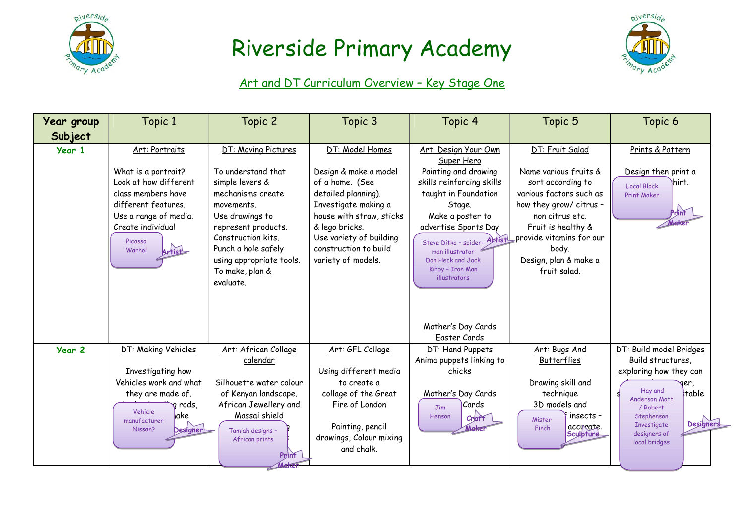# Riverside Primary Academy

## Art and DT Curriculum Overview – Key Stage One

| Year group Subject | Topic 1 | Topic 2 | Topic 3 | Topic 4 | Topic 5 | Topic 6 |
|---|---|---|---|---|---|---|
| **Year 1** | Art: Portraits<br><br>What is a portrait? Look at how different class members have different features. Use a range of media. Create individual<br><br>Picasso Warhol — Artist | DT: Moving Pictures<br><br>To understand that simple levers & mechanisms create movements. Use drawings to represent products. Construction kits. Punch a hole safely using appropriate tools. To make, plan & evaluate. | DT: Model Homes<br><br>Design & make a model of a home. (See detailed planning). Investigate making a house with straw, sticks & lego bricks. Use variety of building construction to build variety of models. | Art: Design Your Own Super Hero<br>Painting and drawing skills reinforcing skills taught in Foundation Stage.<br>Make a poster to advertise Sports Day<br><br>Steve Ditko – spider-man illustrator Don Heck and Jack Kirby – Iron Man illustrators — Artist<br><br>Mother's Day Cards<br>Easter Cards | DT: Fruit Salad<br><br>Name various fruits & sort according to various factors such as how they grow/ citrus – non citrus etc.<br>Fruit is healthy & provide vitamins for our body.<br>Design, plan & make a fruit salad. | Prints & Pattern<br><br>Design then print a ...hirt.<br><br>Local Block Print Maker — Print Maker |
| **Year 2** | DT: Making Vehicles<br><br>Investigating how Vehicles work and what they are made of. ...g rods, ...ake<br><br>Vehicle manufacturer Nissan? — Designer | Art: African Collage calendar<br><br>Silhouette water colour of Kenyan landscape. African Jewellery and Massai shield<br><br>Tamiah designs – African prints — Print Maker | Art: GFL Collage<br><br>Using different media to create a collage of the Great Fire of London<br><br>Painting, pencil drawings, Colour mixing and chalk. | DT: Hand Puppets<br>Anima puppets linking to chicks<br><br>Mother's Day Cards<br>...Cards<br><br>Jim Henson — Craft Maker | Art: Bugs And Butterflies<br><br>Drawing skill and technique<br>3D models and ...f insects – accurate.<br><br>Mister Finch — Sculpture | DT: Build model Bridges<br>Build structures, exploring how they can ...ger, s... ...table<br><br>Hay and Anderson Mott / Robert Stephenson Investigate designers of local bridges — Designers |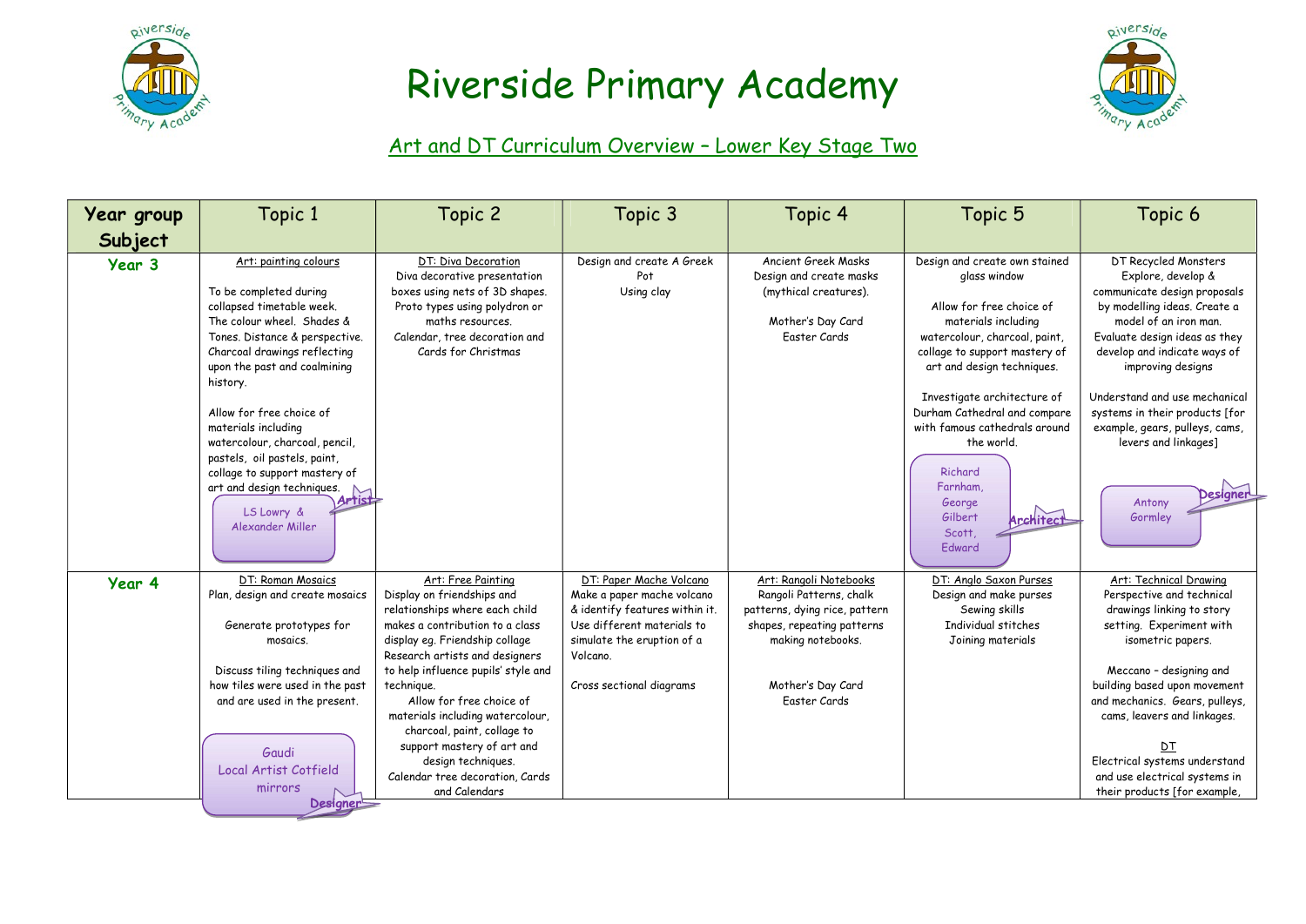# Riverside Primary Academy

## Art and DT Curriculum Overview – Lower Key Stage Two

| Year group Subject | Topic 1 | Topic 2 | Topic 3 | Topic 4 | Topic 5 | Topic 6 |
|---|---|---|---|---|---|---|
| **Year 3** | Art: painting colours<br><br>To be completed during collapsed timetable week. The colour wheel. Shades & Tones. Distance & perspective. Charcoal drawings reflecting upon the past and coalmining history.<br><br>Allow for free choice of materials including watercolour, charcoal, pencil, pastels, oil pastels, paint, collage to support mastery of art and design techniques.<br><br>LS Lowry & Alexander Miller<br>Artist | DT: Diva Decoration<br>Diva decorative presentation boxes using nets of 3D shapes. Proto types using polydron or maths resources.<br>Calendar, tree decoration and Cards for Christmas | Design and create A Greek Pot<br>Using clay | Ancient Greek Masks<br>Design and create masks (mythical creatures).<br><br>Mother's Day Card<br>Easter Cards | Design and create own stained glass window<br><br>Allow for free choice of materials including watercolour, charcoal, paint, collage to support mastery of art and design techniques.<br><br>Investigate architecture of Durham Cathedral and compare with famous cathedrals around the world.<br><br>Richard Farnham, George Gilbert Scott, Edward<br>Architect | DT Recycled Monsters<br>Explore, develop & communicate design proposals by modelling ideas. Create a model of an iron man. Evaluate design ideas as they develop and indicate ways of improving designs<br><br>Understand and use mechanical systems in their products [for example, gears, pulleys, cams, levers and linkages]<br><br>Antony Gormley<br>Designer |
| **Year 4** | DT: Roman Mosaics<br>Plan, design and create mosaics<br><br>Generate prototypes for mosaics.<br><br>Discuss tiling techniques and how tiles were used in the past and are used in the present.<br><br>Gaudi<br>Local Artist Cotfield mirrors<br>Designer | Art: Free Painting<br>Display on friendships and relationships where each child makes a contribution to a class display eg. Friendship collage<br>Research artists and designers to help influence pupils' style and technique.<br>Allow for free choice of materials including watercolour, charcoal, paint, collage to support mastery of art and design techniques.<br>Calendar tree decoration, Cards and Calendars | DT: Paper Mache Volcano<br>Make a paper mache volcano & identify features within it. Use different materials to simulate the eruption of a Volcano.<br><br>Cross sectional diagrams | Art: Rangoli Notebooks<br>Rangoli Patterns, chalk patterns, dying rice, pattern shapes, repeating patterns making notebooks.<br><br>Mother's Day Card<br>Easter Cards | DT: Anglo Saxon Purses<br>Design and make purses<br>Sewing skills<br>Individual stitches<br>Joining materials | Art: Technical Drawing<br>Perspective and technical drawings linking to story setting. Experiment with isometric papers.<br><br>Meccano – designing and building based upon movement and mechanics. Gears, pulleys, cams, leavers and linkages.<br><br>DT<br>Electrical systems understand and use electrical systems in their products [for example, |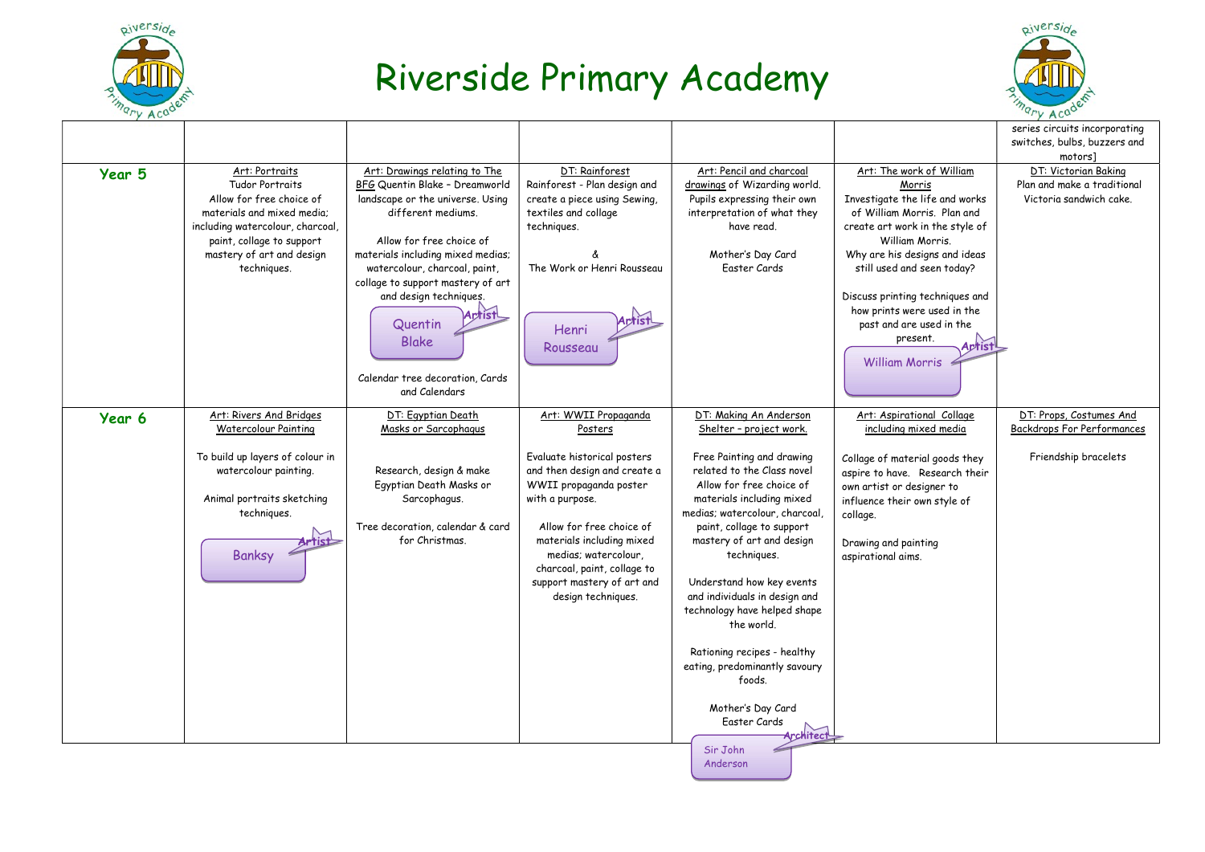# Riverside Primary Academy

| | | | | | | |
|---|---|---|---|---|---|---|
| | | | | | | series circuits incorporating switches, bulbs, buzzers and motors] |
| **Year 5** | Art: Portraits<br>Tudor Portraits<br>Allow for free choice of materials and mixed media; including watercolour, charcoal, paint, collage to support mastery of art and design techniques. | Art: Drawings relating to The BFG Quentin Blake – Dreamworld landscape or the universe. Using different mediums.<br><br>Allow for free choice of materials including mixed medias; watercolour, charcoal, paint, collage to support mastery of art and design techniques.<br><br>Artist: Quentin Blake<br><br>Calendar tree decoration, Cards and Calendars | DT: Rainforest<br>Rainforest - Plan design and create a piece using Sewing, textiles and collage techniques.<br><br>&<br><br>The Work or Henri Rousseau<br><br>Artist: Henri Rousseau | Art: Pencil and charcoal drawings of Wizarding world. Pupils expressing their own interpretation of what they have read.<br><br>Mother's Day Card<br>Easter Cards | Art: The work of William Morris<br>Investigate the life and works of William Morris. Plan and create art work in the style of William Morris.<br>Why are his designs and ideas still used and seen today?<br><br>Discuss printing techniques and how prints were used in the past and are used in the present.<br><br>Artist: William Morris | DT: Victorian Baking<br>Plan and make a traditional Victoria sandwich cake. |
| **Year 6** | Art: Rivers And Bridges Watercolour Painting<br><br>To build up layers of colour in watercolour painting.<br><br>Animal portraits sketching techniques.<br><br>Artist: Banksy | DT: Egyptian Death Masks or Sarcophagus<br><br>Research, design & make Egyptian Death Masks or Sarcophagus.<br><br>Tree decoration, calendar & card for Christmas. | Art: WWII Propaganda Posters<br><br>Evaluate historical posters and then design and create a WWII propaganda poster with a purpose.<br><br>Allow for free choice of materials including mixed medias; watercolour, charcoal, paint, collage to support mastery of art and design techniques. | DT: Making An Anderson Shelter – project work.<br><br>Free Painting and drawing related to the Class novel Allow for free choice of materials including mixed medias; watercolour, charcoal, paint, collage to support mastery of art and design techniques.<br><br>Understand how key events and individuals in design and technology have helped shape the world.<br><br>Rationing recipes - healthy eating, predominantly savoury foods.<br><br>Mother's Day Card<br>Easter Cards<br><br>Architect: Sir John Anderson | Art: Aspirational Collage including mixed media<br><br>Collage of material goods they aspire to have. Research their own artist or designer to influence their own style of collage.<br><br>Drawing and painting aspirational aims. | DT: Props, Costumes And Backdrops For Performances<br><br>Friendship bracelets |